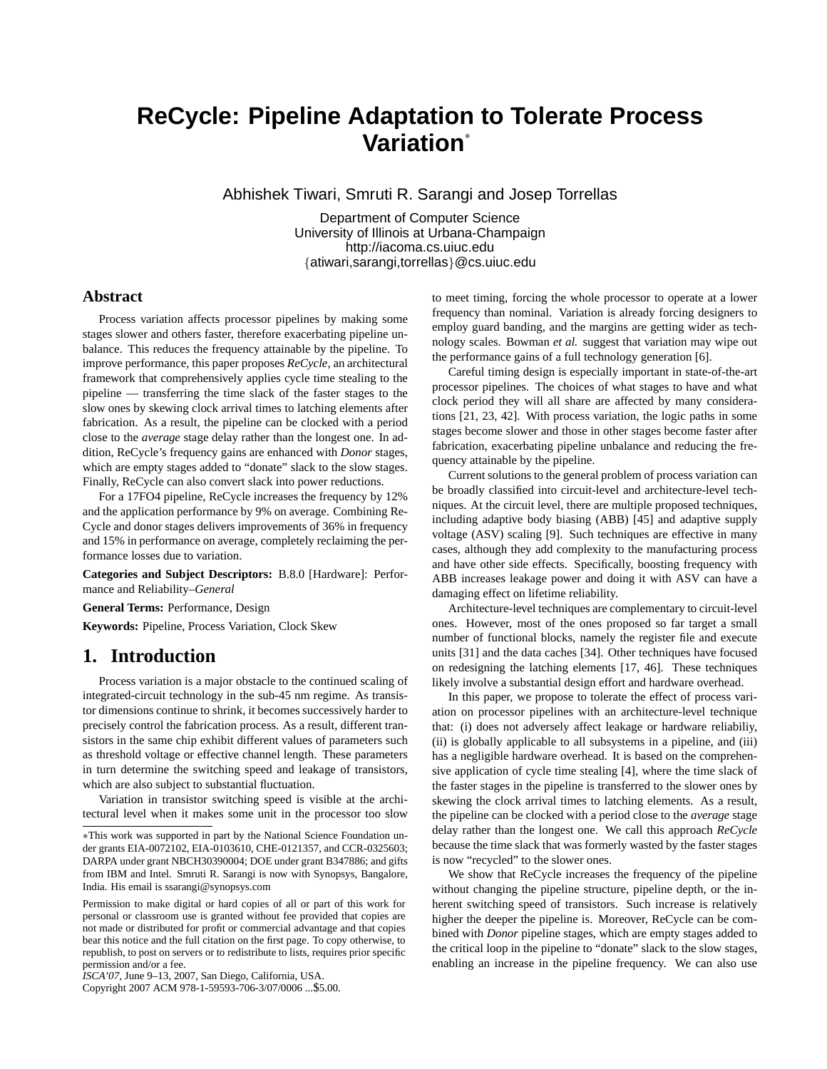# ReCycle: Pipeline Adaptation to Tolerate Process Variation*

Abhishek Tiwari, Smruti R. Sarangi and Josep Torrellas

Department of Computer Science
University of Illinois at Urbana-Champaign
http://iacoma.cs.uiuc.edu
{atiwari,sarangi,torrellas}@cs.uiuc.edu

## Abstract

Process variation affects processor pipelines by making some stages slower and others faster, therefore exacerbating pipeline unbalance. This reduces the frequency attainable by the pipeline. To improve performance, this paper proposes *ReCycle*, an architectural framework that comprehensively applies cycle time stealing to the pipeline — transferring the time slack of the faster stages to the slow ones by skewing clock arrival times to latching elements after fabrication. As a result, the pipeline can be clocked with a period close to the *average* stage delay rather than the longest one. In addition, ReCycle's frequency gains are enhanced with *Donor* stages, which are empty stages added to "donate" slack to the slow stages. Finally, ReCycle can also convert slack into power reductions.

For a 17FO4 pipeline, ReCycle increases the frequency by 12% and the application performance by 9% on average. Combining ReCycle and donor stages delivers improvements of 36% in frequency and 15% in performance on average, completely reclaiming the performance losses due to variation.

**Categories and Subject Descriptors:** B.8.0 [Hardware]: Performance and Reliability–*General*

**General Terms:** Performance, Design

**Keywords:** Pipeline, Process Variation, Clock Skew

## 1. Introduction

Process variation is a major obstacle to the continued scaling of integrated-circuit technology in the sub-45 nm regime. As transistor dimensions continue to shrink, it becomes successively harder to precisely control the fabrication process. As a result, different transistors in the same chip exhibit different values of parameters such as threshold voltage or effective channel length. These parameters in turn determine the switching speed and leakage of transistors, which are also subject to substantial fluctuation.

Variation in transistor switching speed is visible at the architectural level when it makes some unit in the processor too slow to meet timing, forcing the whole processor to operate at a lower frequency than nominal. Variation is already forcing designers to employ guard banding, and the margins are getting wider as technology scales. Bowman *et al.* suggest that variation may wipe out the performance gains of a full technology generation [6].

Careful timing design is especially important in state-of-the-art processor pipelines. The choices of what stages to have and what clock period they will all share are affected by many considerations [21, 23, 42]. With process variation, the logic paths in some stages become slower and those in other stages become faster after fabrication, exacerbating pipeline unbalance and reducing the frequency attainable by the pipeline.

Current solutions to the general problem of process variation can be broadly classified into circuit-level and architecture-level techniques. At the circuit level, there are multiple proposed techniques, including adaptive body biasing (ABB) [45] and adaptive supply voltage (ASV) scaling [9]. Such techniques are effective in many cases, although they add complexity to the manufacturing process and have other side effects. Specifically, boosting frequency with ABB increases leakage power and doing it with ASV can have a damaging effect on lifetime reliability.

Architecture-level techniques are complementary to circuit-level ones. However, most of the ones proposed so far target a small number of functional blocks, namely the register file and execute units [31] and the data caches [34]. Other techniques have focused on redesigning the latching elements [17, 46]. These techniques likely involve a substantial design effort and hardware overhead.

In this paper, we propose to tolerate the effect of process variation on processor pipelines with an architecture-level technique that: (i) does not adversely affect leakage or hardware reliabiliy, (ii) is globally applicable to all subsystems in a pipeline, and (iii) has a negligible hardware overhead. It is based on the comprehensive application of cycle time stealing [4], where the time slack of the faster stages in the pipeline is transferred to the slower ones by skewing the clock arrival times to latching elements. As a result, the pipeline can be clocked with a period close to the *average* stage delay rather than the longest one. We call this approach *ReCycle* because the time slack that was formerly wasted by the faster stages is now "recycled" to the slower ones.

We show that ReCycle increases the frequency of the pipeline without changing the pipeline structure, pipeline depth, or the inherent switching speed of transistors. Such increase is relatively higher the deeper the pipeline is. Moreover, ReCycle can be combined with *Donor* pipeline stages, which are empty stages added to the critical loop in the pipeline to "donate" slack to the slow stages, enabling an increase in the pipeline frequency. We can also use

*This work was supported in part by the National Science Foundation under grants EIA-0072102, EIA-0103610, CHE-0121357, and CCR-0325603; DARPA under grant NBCH30390004; DOE under grant B347886; and gifts from IBM and Intel. Smruti R. Sarangi is now with Synopsys, Bangalore, India. His email is ssarangi@synopsys.com

Permission to make digital or hard copies of all or part of this work for personal or classroom use is granted without fee provided that copies are not made or distributed for profit or commercial advantage and that copies bear this notice and the full citation on the first page. To copy otherwise, to republish, to post on servers or to redistribute to lists, requires prior specific permission and/or a fee.
*ISCA'07*, June 9–13, 2007, San Diego, California, USA.
Copyright 2007 ACM 978-1-59593-706-3/07/0006 ...$5.00.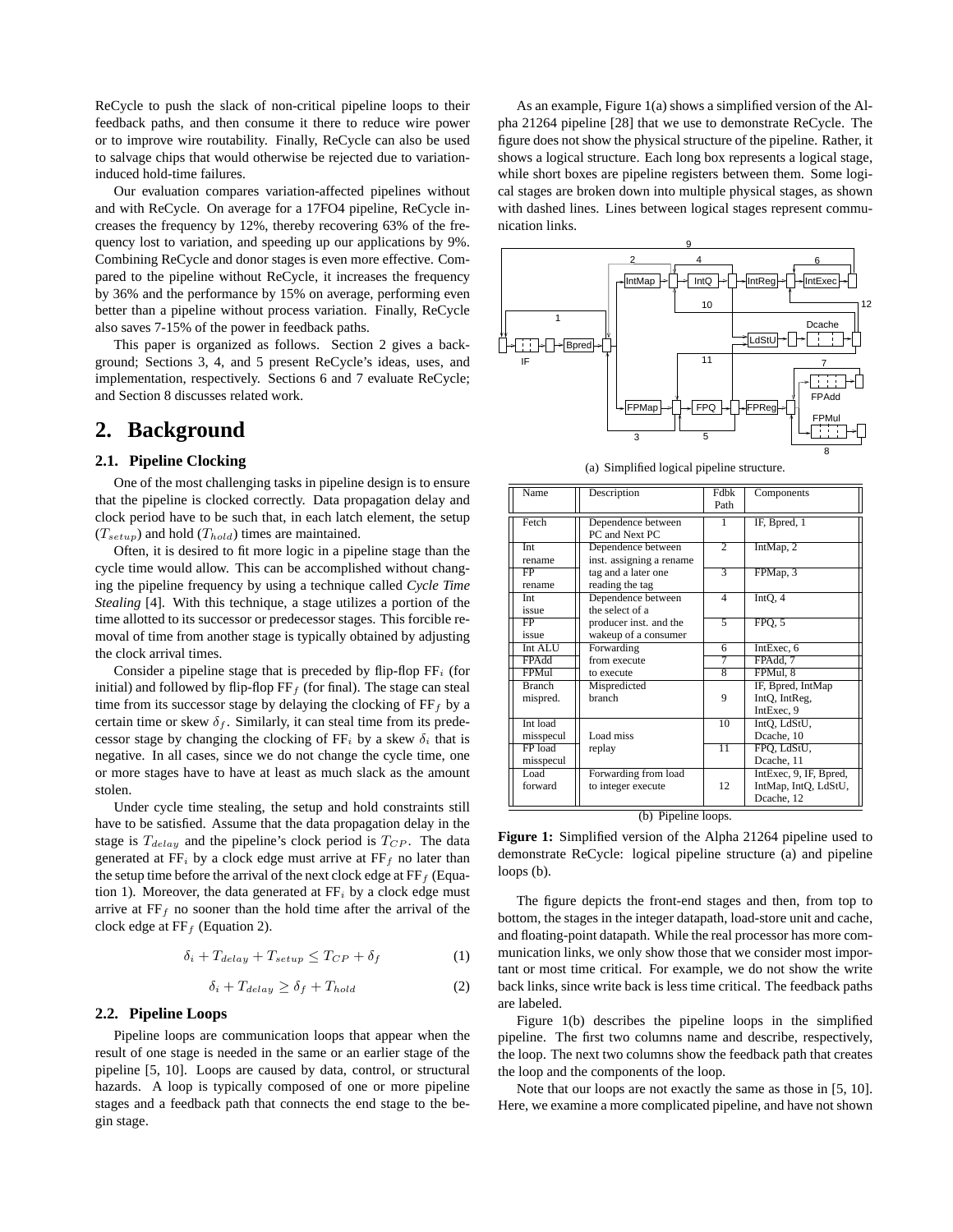ReCycle to push the slack of non-critical pipeline loops to their feedback paths, and then consume it there to reduce wire power or to improve wire routability. Finally, ReCycle can also be used to salvage chips that would otherwise be rejected due to variation-induced hold-time failures.

Our evaluation compares variation-affected pipelines without and with ReCycle. On average for a 17FO4 pipeline, ReCycle increases the frequency by 12%, thereby recovering 63% of the frequency lost to variation, and speeding up our applications by 9%. Combining ReCycle and donor stages is even more effective. Compared to the pipeline without ReCycle, it increases the frequency by 36% and the performance by 15% on average, performing even better than a pipeline without process variation. Finally, ReCycle also saves 7-15% of the power in feedback paths.

This paper is organized as follows. Section 2 gives a background; Sections 3, 4, and 5 present ReCycle's ideas, uses, and implementation, respectively. Sections 6 and 7 evaluate ReCycle; and Section 8 discusses related work.

# 2. Background

## 2.1. Pipeline Clocking

One of the most challenging tasks in pipeline design is to ensure that the pipeline is clocked correctly. Data propagation delay and clock period have to be such that, in each latch element, the setup ($T_{setup}$) and hold ($T_{hold}$) times are maintained.

Often, it is desired to fit more logic in a pipeline stage than the cycle time would allow. This can be accomplished without changing the pipeline frequency by using a technique called *Cycle Time Stealing* [4]. With this technique, a stage utilizes a portion of the time allotted to its successor or predecessor stages. This forcible removal of time from another stage is typically obtained by adjusting the clock arrival times.

Consider a pipeline stage that is preceded by flip-flop $FF_i$ (for initial) and followed by flip-flop $FF_f$ (for final). The stage can steal time from its successor stage by delaying the clocking of $FF_f$ by a certain time or skew $\delta_f$. Similarly, it can steal time from its predecessor stage by changing the clocking of $FF_i$ by a skew $\delta_i$ that is negative. In all cases, since we do not change the cycle time, one or more stages have to have at least as much slack as the amount stolen.

Under cycle time stealing, the setup and hold constraints still have to be satisfied. Assume that the data propagation delay in the stage is $T_{delay}$ and the pipeline's clock period is $T_{CP}$. The data generated at $FF_i$ by a clock edge must arrive at $FF_f$ no later than the setup time before the arrival of the next clock edge at $FF_f$ (Equation 1). Moreover, the data generated at $FF_i$ by a clock edge must arrive at $FF_f$ no sooner than the hold time after the arrival of the clock edge at $FF_f$ (Equation 2).

$$\delta_i + T_{delay} + T_{setup} \le T_{CP} + \delta_f \quad (1)$$

$$\delta_i + T_{delay} \ge \delta_f + T_{hold} \quad (2)$$

## 2.2. Pipeline Loops

Pipeline loops are communication loops that appear when the result of one stage is needed in the same or an earlier stage of the pipeline [5, 10]. Loops are caused by data, control, or structural hazards. A loop is typically composed of one or more pipeline stages and a feedback path that connects the end stage to the begin stage.

As an example, Figure 1(a) shows a simplified version of the Alpha 21264 pipeline [28] that we use to demonstrate ReCycle. The figure does not show the physical structure of the pipeline. Rather, it shows a logical structure. Each long box represents a logical stage, while short boxes are pipeline registers between them. Some logical stages are broken down into multiple physical stages, as shown with dashed lines. Lines between logical stages represent communication links.

(a) Simplified logical pipeline structure.

| Name | Description | Fdbk Path | Components |
|---|---|---|---|
| Fetch | Dependence between PC and Next PC | 1 | IF, Bpred, 1 |
| Int rename | Dependence between inst. assigning a rename tag and a later one reading the tag | 2 | IntMap, 2 |
| FP rename | | 3 | FPMap, 3 |
| Int issue | Dependence between the select of a producer inst. and the wakeup of a consumer | 4 | IntQ, 4 |
| FP issue | | 5 | FPQ, 5 |
| Int ALU | Forwarding from execute to execute | 6 | IntExec, 6 |
| FPAdd | | 7 | FPAdd, 7 |
| FPMul | | 8 | FPMul, 8 |
| Branch mispred. | Mispredicted branch | 9 | IF, Bpred, IntMap IntQ, IntReg, IntExec, 9 |
| Int load misspecul | Load miss replay | 10 | IntQ, LdStU, Dcache, 10 |
| FP load misspecul | | 11 | FPQ, LdStU, Dcache, 11 |
| Load forward | Forwarding from load to integer execute | 12 | IntExec, 9, IF, Bpred, IntMap, IntQ, LdStU, Dcache, 12 |

(b) Pipeline loops.

**Figure 1:** Simplified version of the Alpha 21264 pipeline used to demonstrate ReCycle: logical pipeline structure (a) and pipeline loops (b).

The figure depicts the front-end stages and then, from top to bottom, the stages in the integer datapath, load-store unit and cache, and floating-point datapath. While the real processor has more communication links, we only show those that we consider most important or most time critical. For example, we do not show the write back links, since write back is less time critical. The feedback paths are labeled.

Figure 1(b) describes the pipeline loops in the simplified pipeline. The first two columns name and describe, respectively, the loop. The next two columns show the feedback path that creates the loop and the components of the loop.

Note that our loops are not exactly the same as those in [5, 10]. Here, we examine a more complicated pipeline, and have not shown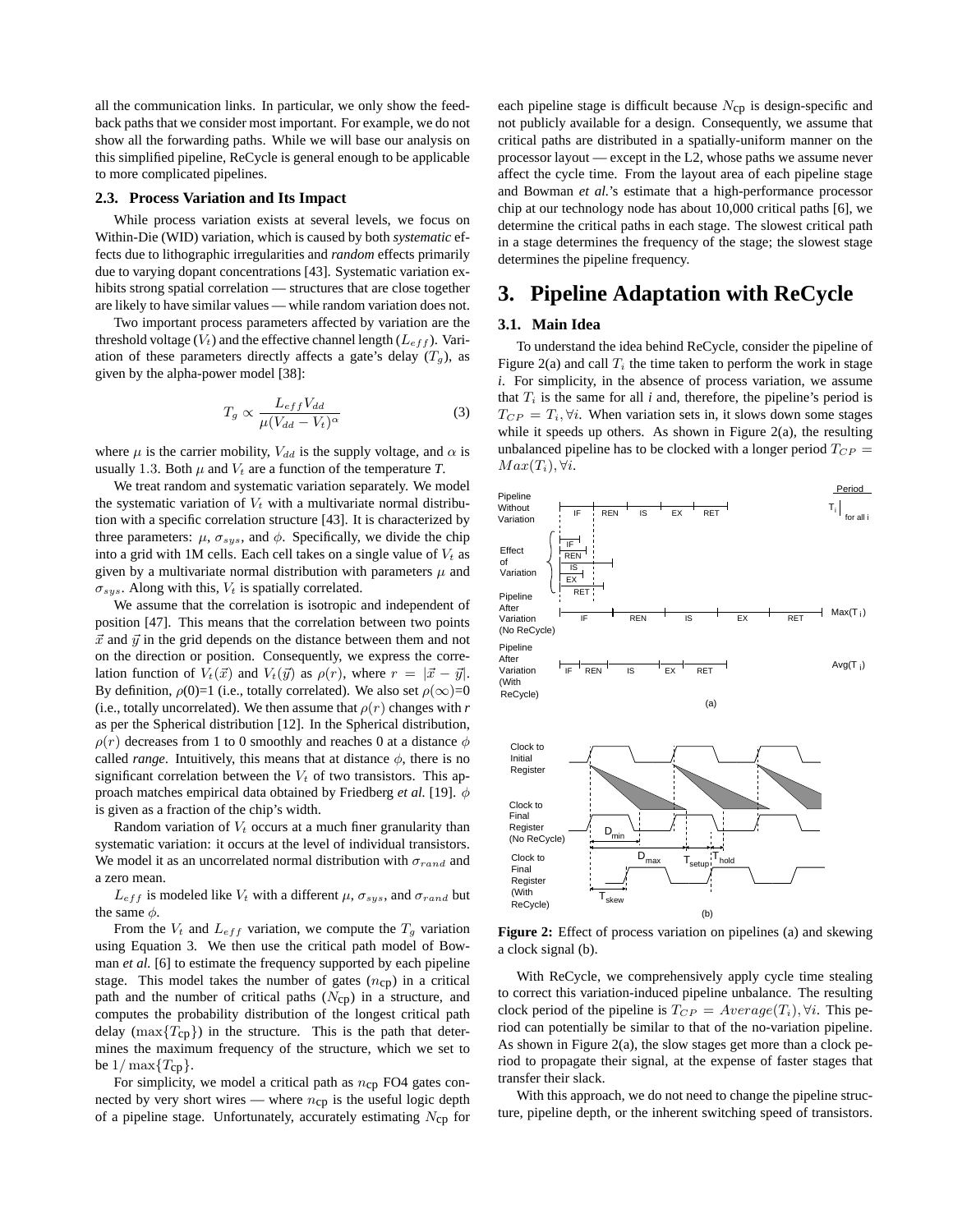all the communication links. In particular, we only show the feedback paths that we consider most important. For example, we do not show all the forwarding paths. While we will base our analysis on this simplified pipeline, ReCycle is general enough to be applicable to more complicated pipelines.

### 2.3. Process Variation and Its Impact

While process variation exists at several levels, we focus on Within-Die (WID) variation, which is caused by both *systematic* effects due to lithographic irregularities and *random* effects primarily due to varying dopant concentrations [43]. Systematic variation exhibits strong spatial correlation — structures that are close together are likely to have similar values — while random variation does not.

Two important process parameters affected by variation are the threshold voltage ($V_t$) and the effective channel length ($L_{eff}$). Variation of these parameters directly affects a gate's delay ($T_g$), as given by the alpha-power model [38]:

$$T_g \propto \frac{L_{eff} V_{dd}}{\mu (V_{dd} - V_t)^{\alpha}} \tag{3}$$

where $\mu$ is the carrier mobility, $V_{dd}$ is the supply voltage, and $\alpha$ is usually 1.3. Both $\mu$ and $V_t$ are a function of the temperature *T*.

We treat random and systematic variation separately. We model the systematic variation of $V_t$ with a multivariate normal distribution with a specific correlation structure [43]. It is characterized by three parameters: $\mu$, $\sigma_{sys}$, and $\phi$. Specifically, we divide the chip into a grid with 1M cells. Each cell takes on a single value of $V_t$ as given by a multivariate normal distribution with parameters $\mu$ and $\sigma_{sys}$. Along with this, $V_t$ is spatially correlated.

We assume that the correlation is isotropic and independent of position [47]. This means that the correlation between two points $\vec{x}$ and $\vec{y}$ in the grid depends on the distance between them and not on the direction or position. Consequently, we express the correlation function of $V_t(\vec{x})$ and $V_t(\vec{y})$ as $\rho(r)$, where $r = |\vec{x} - \vec{y}|$. By definition, $\rho(0)$=1 (i.e., totally correlated). We also set $\rho(\infty)$=0 (i.e., totally uncorrelated). We then assume that $\rho(r)$ changes with *r* as per the Spherical distribution [12]. In the Spherical distribution, $\rho(r)$ decreases from 1 to 0 smoothly and reaches 0 at a distance $\phi$ called *range*. Intuitively, this means that at distance $\phi$, there is no significant correlation between the $V_t$ of two transistors. This approach matches empirical data obtained by Friedberg *et al.* [19]. $\phi$ is given as a fraction of the chip's width.

Random variation of $V_t$ occurs at a much finer granularity than systematic variation: it occurs at the level of individual transistors. We model it as an uncorrelated normal distribution with $\sigma_{rand}$ and a zero mean.

$L_{eff}$ is modeled like $V_t$ with a different $\mu$, $\sigma_{sys}$, and $\sigma_{rand}$ but the same $\phi$.

From the $V_t$ and $L_{eff}$ variation, we compute the $T_g$ variation using Equation 3. We then use the critical path model of Bowman *et al.* [6] to estimate the frequency supported by each pipeline stage. This model takes the number of gates ($n_{\text{cp}}$) in a critical path and the number of critical paths ($N_{\text{cp}}$) in a structure, and computes the probability distribution of the longest critical path delay ($\max\{T_{\text{cp}}\}$) in the structure. This is the path that determines the maximum frequency of the structure, which we set to be $1/\max\{T_{\text{cp}}\}$.

For simplicity, we model a critical path as $n_{\text{cp}}$ FO4 gates connected by very short wires — where $n_{\text{cp}}$ is the useful logic depth of a pipeline stage. Unfortunately, accurately estimating $N_{\text{cp}}$ for each pipeline stage is difficult because $N_{\text{cp}}$ is design-specific and not publicly available for a design. Consequently, we assume that critical paths are distributed in a spatially-uniform manner on the processor layout — except in the L2, whose paths we assume never affect the cycle time. From the layout area of each pipeline stage and Bowman *et al.*'s estimate that a high-performance processor chip at our technology node has about 10,000 critical paths [6], we determine the critical paths in each stage. The slowest critical path in a stage determines the frequency of the stage; the slowest stage determines the pipeline frequency.

# 3. Pipeline Adaptation with ReCycle

### 3.1. Main Idea

To understand the idea behind ReCycle, consider the pipeline of Figure 2(a) and call $T_i$ the time taken to perform the work in stage *i*. For simplicity, in the absence of process variation, we assume that $T_i$ is the same for all *i* and, therefore, the pipeline's period is $T_{CP} = T_i, \forall i$. When variation sets in, it slows down some stages while it speeds up others. As shown in Figure 2(a), the resulting unbalanced pipeline has to be clocked with a longer period $T_{CP} = Max(T_i), \forall i$.

**Figure 2:** Effect of process variation on pipelines (a) and skewing a clock signal (b).

With ReCycle, we comprehensively apply cycle time stealing to correct this variation-induced pipeline unbalance. The resulting clock period of the pipeline is $T_{CP} = Average(T_i), \forall i$. This period can potentially be similar to that of the no-variation pipeline. As shown in Figure 2(a), the slow stages get more than a clock period to propagate their signal, at the expense of faster stages that transfer their slack.

With this approach, we do not need to change the pipeline structure, pipeline depth, or the inherent switching speed of transistors.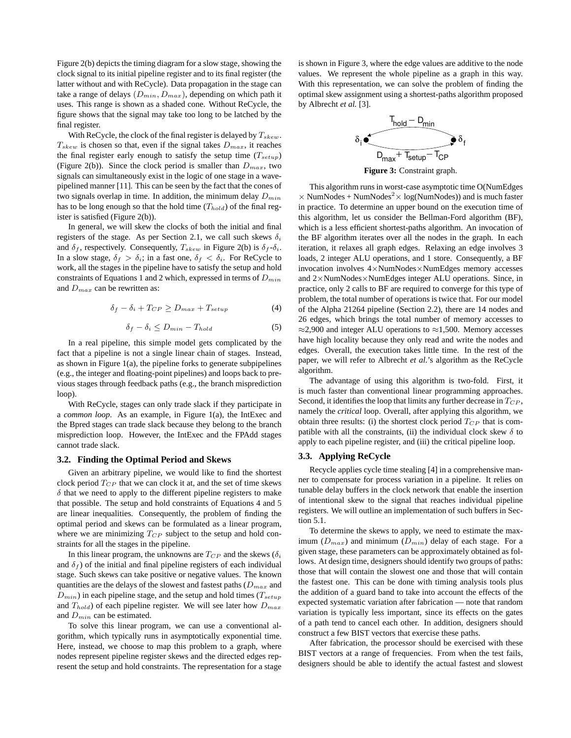Figure 2(b) depicts the timing diagram for a slow stage, showing the clock signal to its initial pipeline register and to its final register (the latter without and with ReCycle). Data propagation in the stage can take a range of delays $(D_{min}, D_{max})$, depending on which path it uses. This range is shown as a shaded cone. Without ReCycle, the figure shows that the signal may take too long to be latched by the final register.

With ReCycle, the clock of the final register is delayed by $T_{skew}$. $T_{skew}$ is chosen so that, even if the signal takes $D_{max}$, it reaches the final register early enough to satisfy the setup time ($T_{setup}$) (Figure 2(b)). Since the clock period is smaller than $D_{max}$, two signals can simultaneously exist in the logic of one stage in a wave-pipelined manner [11]. This can be seen by the fact that the cones of two signals overlap in time. In addition, the minimum delay $D_{min}$ has to be long enough so that the hold time ($T_{hold}$) of the final register is satisfied (Figure 2(b)).

In general, we will skew the clocks of both the initial and final registers of the stage. As per Section 2.1, we call such skews $\delta_i$ and $\delta_f$, respectively. Consequently, $T_{skew}$ in Figure 2(b) is $\delta_f$-$\delta_i$. In a slow stage, $\delta_f > \delta_i$; in a fast one, $\delta_f < \delta_i$. For ReCycle to work, all the stages in the pipeline have to satisfy the setup and hold constraints of Equations 1 and 2 which, expressed in terms of $D_{min}$ and $D_{max}$ can be rewritten as:

$$\delta_f - \delta_i + T_{CP} \geq D_{max} + T_{setup} \quad (4)$$

$$\delta_f - \delta_i \leq D_{min} - T_{hold} \quad (5)$$

In a real pipeline, this simple model gets complicated by the fact that a pipeline is not a single linear chain of stages. Instead, as shown in Figure 1(a), the pipeline forks to generate subpipelines (e.g., the integer and floating-point pipelines) and loops back to previous stages through feedback paths (e.g., the branch misprediction loop).

With ReCycle, stages can only trade slack if they participate in a *common loop*. As an example, in Figure 1(a), the IntExec and the Bpred stages can trade slack because they belong to the branch misprediction loop. However, the IntExec and the FPAdd stages cannot trade slack.

### 3.2. Finding the Optimal Period and Skews

Given an arbitrary pipeline, we would like to find the shortest clock period $T_{CP}$ that we can clock it at, and the set of time skews $\delta$ that we need to apply to the different pipeline registers to make that possible. The setup and hold constraints of Equations 4 and 5 are linear inequalities. Consequently, the problem of finding the optimal period and skews can be formulated as a linear program, where we are minimizing $T_{CP}$ subject to the setup and hold constraints for all the stages in the pipeline.

In this linear program, the unknowns are $T_{CP}$ and the skews ($\delta_i$ and $\delta_f$) of the initial and final pipeline registers of each individual stage. Such skews can take positive or negative values. The known quantities are the delays of the slowest and fastest paths ($D_{max}$ and $D_{min}$) in each pipeline stage, and the setup and hold times ($T_{setup}$ and $T_{hold}$) of each pipeline register. We will see later how $D_{max}$ and $D_{min}$ can be estimated.

To solve this linear program, we can use a conventional algorithm, which typically runs in asymptotically exponential time. Here, instead, we choose to map this problem to a graph, where nodes represent pipeline register skews and the directed edges represent the setup and hold constraints. The representation for a stage is shown in Figure 3, where the edge values are additive to the node values. We represent the whole pipeline as a graph in this way. With this representation, we can solve the problem of finding the optimal skew assignment using a shortest-paths algorithm proposed by Albrecht *et al.* [3].

$$\delta_i \xleftarrow{T_{hold} - D_{min}} \delta_f, \qquad \delta_i \xrightarrow{D_{max} + T_{setup} - T_{CP}} \delta_f$$

**Figure 3:** Constraint graph.

This algorithm runs in worst-case asymptotic time O(NumEdges $\times$ NumNodes + NumNodes$^2 \times$ log(NumNodes)) and is much faster in practice. To determine an upper bound on the execution time of this algorithm, let us consider the Bellman-Ford algorithm (BF), which is a less efficient shortest-paths algorithm. An invocation of the BF algorithm iterates over all the nodes in the graph. In each iteration, it relaxes all graph edges. Relaxing an edge involves 3 loads, 2 integer ALU operations, and 1 store. Consequently, a BF invocation involves 4$\times$NumNodes$\times$NumEdges memory accesses and 2$\times$NumNodes$\times$NumEdges integer ALU operations. Since, in practice, only 2 calls to BF are required to converge for this type of problem, the total number of operations is twice that. For our model of the Alpha 21264 pipeline (Section 2.2), there are 14 nodes and 26 edges, which brings the total number of memory accesses to $\approx$2,900 and integer ALU operations to $\approx$1,500. Memory accesses have high locality because they only read and write the nodes and edges. Overall, the execution takes little time. In the rest of the paper, we will refer to Albrecht *et al.*'s algorithm as the ReCycle algorithm.

The advantage of using this algorithm is two-fold. First, it is much faster than conventional linear programming approaches. Second, it identifies the loop that limits any further decrease in $T_{CP}$, namely the *critical* loop. Overall, after applying this algorithm, we obtain three results: (i) the shortest clock period $T_{CP}$ that is compatible with all the constraints, (ii) the individual clock skew $\delta$ to apply to each pipeline register, and (iii) the critical pipeline loop.

### 3.3. Applying ReCycle

Recycle applies cycle time stealing [4] in a comprehensive manner to compensate for process variation in a pipeline. It relies on tunable delay buffers in the clock network that enable the insertion of intentional skew to the signal that reaches individual pipeline registers. We will outline an implementation of such buffers in Section 5.1.

To determine the skews to apply, we need to estimate the maximum ($D_{max}$) and minimum ($D_{min}$) delay of each stage. For a given stage, these parameters can be approximately obtained as follows. At design time, designers should identify two groups of paths: those that will contain the slowest one and those that will contain the fastest one. This can be done with timing analysis tools plus the addition of a guard band to take into account the effects of the expected systematic variation after fabrication — note that random variation is typically less important, since its effects on the gates of a path tend to cancel each other. In addition, designers should construct a few BIST vectors that exercise these paths.

After fabrication, the processor should be exercised with these BIST vectors at a range of frequencies. From when the test fails, designers should be able to identify the actual fastest and slowest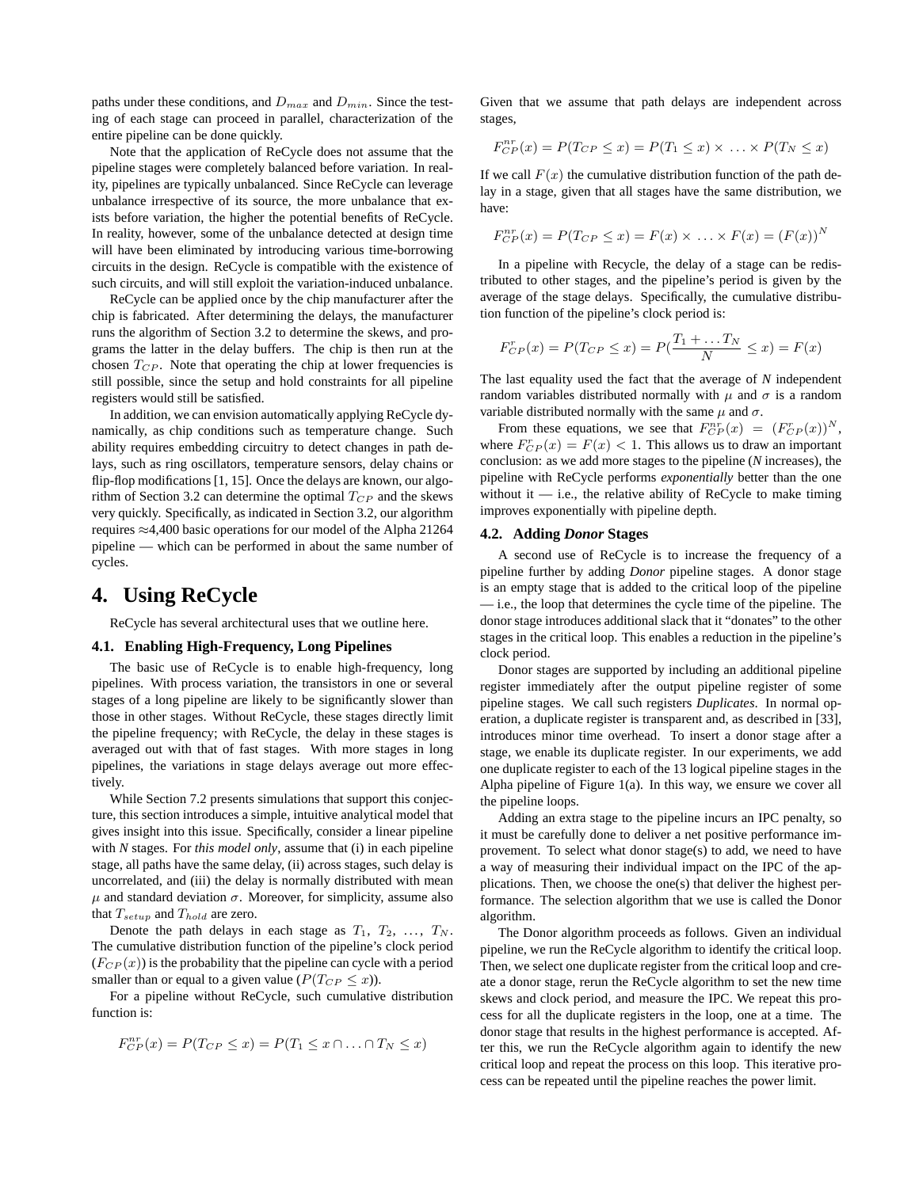paths under these conditions, and $D_{max}$ and $D_{min}$. Since the testing of each stage can proceed in parallel, characterization of the entire pipeline can be done quickly.

Note that the application of ReCycle does not assume that the pipeline stages were completely balanced before variation. In reality, pipelines are typically unbalanced. Since ReCycle can leverage unbalance irrespective of its source, the more unbalance that exists before variation, the higher the potential benefits of ReCycle. In reality, however, some of the unbalance detected at design time will have been eliminated by introducing various time-borrowing circuits in the design. ReCycle is compatible with the existence of such circuits, and will still exploit the variation-induced unbalance.

ReCycle can be applied once by the chip manufacturer after the chip is fabricated. After determining the delays, the manufacturer runs the algorithm of Section 3.2 to determine the skews, and programs the latter in the delay buffers. The chip is then run at the chosen $T_{CP}$. Note that operating the chip at lower frequencies is still possible, since the setup and hold constraints for all pipeline registers would still be satisfied.

In addition, we can envision automatically applying ReCycle dynamically, as chip conditions such as temperature change. Such ability requires embedding circuitry to detect changes in path delays, such as ring oscillators, temperature sensors, delay chains or flip-flop modifications [1, 15]. Once the delays are known, our algorithm of Section 3.2 can determine the optimal $T_{CP}$ and the skews very quickly. Specifically, as indicated in Section 3.2, our algorithm requires ≈4,400 basic operations for our model of the Alpha 21264 pipeline — which can be performed in about the same number of cycles.

# 4. Using ReCycle

ReCycle has several architectural uses that we outline here.

## 4.1. Enabling High-Frequency, Long Pipelines

The basic use of ReCycle is to enable high-frequency, long pipelines. With process variation, the transistors in one or several stages of a long pipeline are likely to be significantly slower than those in other stages. Without ReCycle, these stages directly limit the pipeline frequency; with ReCycle, the delay in these stages is averaged out with that of fast stages. With more stages in long pipelines, the variations in stage delays average out more effectively.

While Section 7.2 presents simulations that support this conjecture, this section introduces a simple, intuitive analytical model that gives insight into this issue. Specifically, consider a linear pipeline with *N* stages. For *this model only*, assume that (i) in each pipeline stage, all paths have the same delay, (ii) across stages, such delay is uncorrelated, and (iii) the delay is normally distributed with mean $\mu$ and standard deviation $\sigma$. Moreover, for simplicity, assume also that $T_{setup}$ and $T_{hold}$ are zero.

Denote the path delays in each stage as $T_1$, $T_2$, …, $T_N$. The cumulative distribution function of the pipeline's clock period ($F_{CP}(x)$) is the probability that the pipeline can cycle with a period smaller than or equal to a given value ($P(T_{CP} \leq x)$).

For a pipeline without ReCycle, such cumulative distribution function is:

$$F_{CP}^{nr}(x) = P(T_{CP} \leq x) = P(T_1 \leq x \cap \ldots \cap T_N \leq x)$$

Given that we assume that path delays are independent across stages,

$$F_{CP}^{nr}(x) = P(T_{CP} \leq x) = P(T_1 \leq x) \times \ldots \times P(T_N \leq x)$$

If we call $F(x)$ the cumulative distribution function of the path delay in a stage, given that all stages have the same distribution, we have:

$$F_{CP}^{nr}(x) = P(T_{CP} \leq x) = F(x) \times \ldots \times F(x) = (F(x))^N$$

In a pipeline with Recycle, the delay of a stage can be redistributed to other stages, and the pipeline's period is given by the average of the stage delays. Specifically, the cumulative distribution function of the pipeline's clock period is:

$$F_{CP}^{r}(x) = P(T_{CP} \leq x) = P(\frac{T_1 + \ldots T_N}{N} \leq x) = F(x)$$

The last equality used the fact that the average of *N* independent random variables distributed normally with $\mu$ and $\sigma$ is a random variable distributed normally with the same $\mu$ and $\sigma$.

From these equations, we see that $F_{CP}^{nr}(x) = (F_{CP}^{r}(x))^N$, where $F_{CP}^{r}(x) = F(x) < 1$. This allows us to draw an important conclusion: as we add more stages to the pipeline (*N* increases), the pipeline with ReCycle performs *exponentially* better than the one without it — i.e., the relative ability of ReCycle to make timing improves exponentially with pipeline depth.

## 4.2. Adding *Donor* Stages

A second use of ReCycle is to increase the frequency of a pipeline further by adding *Donor* pipeline stages. A donor stage is an empty stage that is added to the critical loop of the pipeline — i.e., the loop that determines the cycle time of the pipeline. The donor stage introduces additional slack that it "donates" to the other stages in the critical loop. This enables a reduction in the pipeline's clock period.

Donor stages are supported by including an additional pipeline register immediately after the output pipeline register of some pipeline stages. We call such registers *Duplicates*. In normal operation, a duplicate register is transparent and, as described in [33], introduces minor time overhead. To insert a donor stage after a stage, we enable its duplicate register. In our experiments, we add one duplicate register to each of the 13 logical pipeline stages in the Alpha pipeline of Figure 1(a). In this way, we ensure we cover all the pipeline loops.

Adding an extra stage to the pipeline incurs an IPC penalty, so it must be carefully done to deliver a net positive performance improvement. To select what donor stage(s) to add, we need to have a way of measuring their individual impact on the IPC of the applications. Then, we choose the one(s) that deliver the highest performance. The selection algorithm that we use is called the Donor algorithm.

The Donor algorithm proceeds as follows. Given an individual pipeline, we run the ReCycle algorithm to identify the critical loop. Then, we select one duplicate register from the critical loop and create a donor stage, rerun the ReCycle algorithm to set the new time skews and clock period, and measure the IPC. We repeat this process for all the duplicate registers in the loop, one at a time. The donor stage that results in the highest performance is accepted. After this, we run the ReCycle algorithm again to identify the new critical loop and repeat the process on this loop. This iterative process can be repeated until the pipeline reaches the power limit.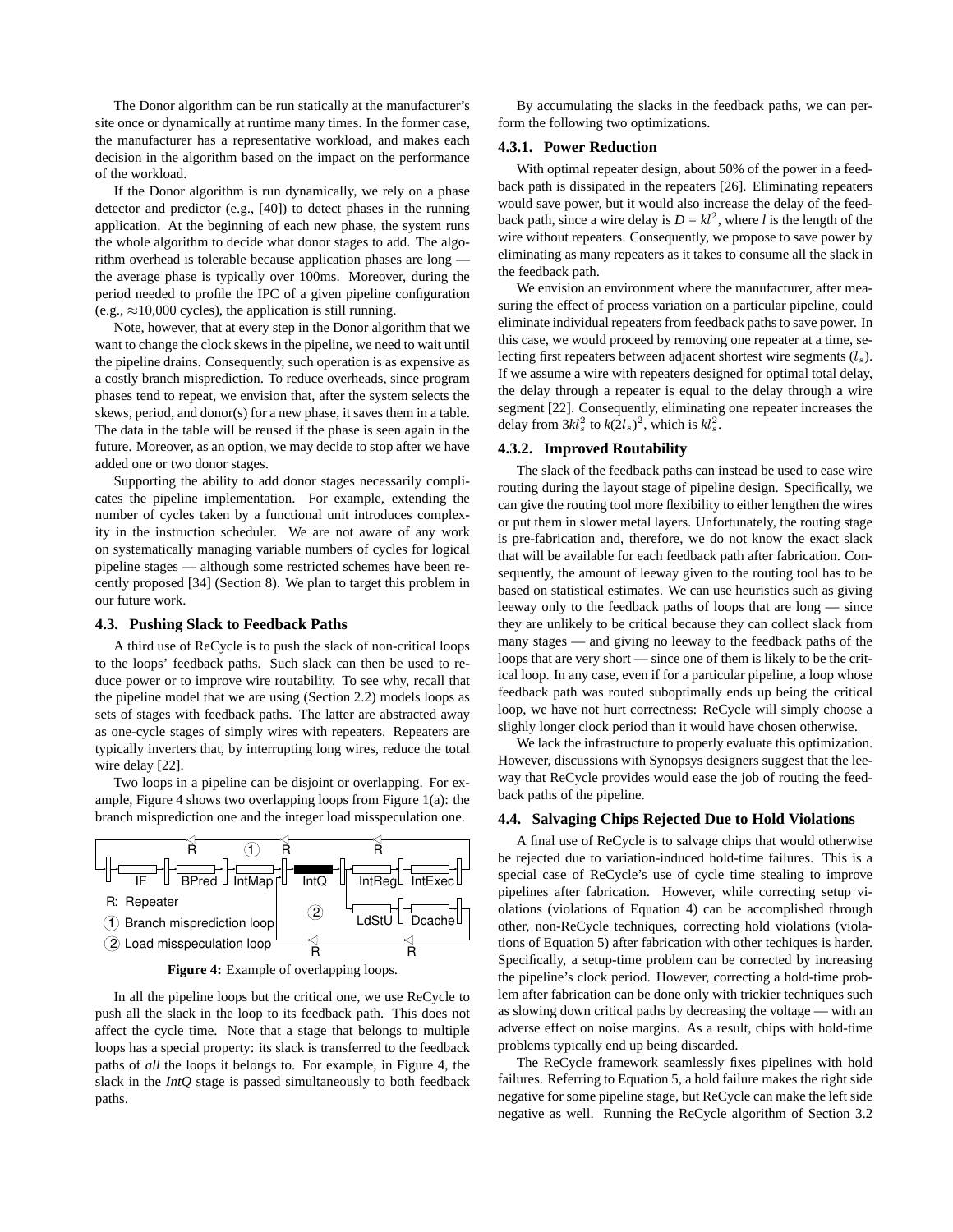The Donor algorithm can be run statically at the manufacturer's site once or dynamically at runtime many times. In the former case, the manufacturer has a representative workload, and makes each decision in the algorithm based on the impact on the performance of the workload.

If the Donor algorithm is run dynamically, we rely on a phase detector and predictor (e.g., [40]) to detect phases in the running application. At the beginning of each new phase, the system runs the whole algorithm to decide what donor stages to add. The algorithm overhead is tolerable because application phases are long — the average phase is typically over 100ms. Moreover, during the period needed to profile the IPC of a given pipeline configuration (e.g., ≈10,000 cycles), the application is still running.

Note, however, that at every step in the Donor algorithm that we want to change the clock skews in the pipeline, we need to wait until the pipeline drains. Consequently, such operation is as expensive as a costly branch misprediction. To reduce overheads, since program phases tend to repeat, we envision that, after the system selects the skews, period, and donor(s) for a new phase, it saves them in a table. The data in the table will be reused if the phase is seen again in the future. Moreover, as an option, we may decide to stop after we have added one or two donor stages.

Supporting the ability to add donor stages necessarily complicates the pipeline implementation. For example, extending the number of cycles taken by a functional unit introduces complexity in the instruction scheduler. We are not aware of any work on systematically managing variable numbers of cycles for logical pipeline stages — although some restricted schemes have been recently proposed [34] (Section 8). We plan to target this problem in our future work.

### 4.3. Pushing Slack to Feedback Paths

A third use of ReCycle is to push the slack of non-critical loops to the loops' feedback paths. Such slack can then be used to reduce power or to improve wire routability. To see why, recall that the pipeline model that we are using (Section 2.2) models loops as sets of stages with feedback paths. The latter are abstracted away as one-cycle stages of simply wires with repeaters. Repeaters are typically inverters that, by interrupting long wires, reduce the total wire delay [22].

Two loops in a pipeline can be disjoint or overlapping. For example, Figure 4 shows two overlapping loops from Figure 1(a): the branch misprediction one and the integer load misspeculation one.

R: Repeater
(1) Branch misprediction loop
(2) Load misspeculation loop

**Figure 4:** Example of overlapping loops.

In all the pipeline loops but the critical one, we use ReCycle to push all the slack in the loop to its feedback path. This does not affect the cycle time. Note that a stage that belongs to multiple loops has a special property: its slack is transferred to the feedback paths of *all* the loops it belongs to. For example, in Figure 4, the slack in the *IntQ* stage is passed simultaneously to both feedback paths.

By accumulating the slacks in the feedback paths, we can perform the following two optimizations.

#### 4.3.1. Power Reduction

With optimal repeater design, about 50% of the power in a feedback path is dissipated in the repeaters [26]. Eliminating repeaters would save power, but it would also increase the delay of the feedback path, since a wire delay is $D = kl^2$, where $l$ is the length of the wire without repeaters. Consequently, we propose to save power by eliminating as many repeaters as it takes to consume all the slack in the feedback path.

We envision an environment where the manufacturer, after measuring the effect of process variation on a particular pipeline, could eliminate individual repeaters from feedback paths to save power. In this case, we would proceed by removing one repeater at a time, selecting first repeaters between adjacent shortest wire segments ($l_s$). If we assume a wire with repeaters designed for optimal total delay, the delay through a repeater is equal to the delay through a wire segment [22]. Consequently, eliminating one repeater increases the delay from $3kl_s^2$ to $k(2l_s)^2$, which is $kl_s^2$.

#### 4.3.2. Improved Routability

The slack of the feedback paths can instead be used to ease wire routing during the layout stage of pipeline design. Specifically, we can give the routing tool more flexibility to either lengthen the wires or put them in slower metal layers. Unfortunately, the routing stage is pre-fabrication and, therefore, we do not know the exact slack that will be available for each feedback path after fabrication. Consequently, the amount of leeway given to the routing tool has to be based on statistical estimates. We can use heuristics such as giving leeway only to the feedback paths of loops that are long — since they are unlikely to be critical because they can collect slack from many stages — and giving no leeway to the feedback paths of the loops that are very short — since one of them is likely to be the critical loop. In any case, even if for a particular pipeline, a loop whose feedback path was routed suboptimally ends up being the critical loop, we have not hurt correctness: ReCycle will simply choose a slighly longer clock period than it would have chosen otherwise.

We lack the infrastructure to properly evaluate this optimization. However, discussions with Synopsys designers suggest that the leeway that ReCycle provides would ease the job of routing the feedback paths of the pipeline.

### 4.4. Salvaging Chips Rejected Due to Hold Violations

A final use of ReCycle is to salvage chips that would otherwise be rejected due to variation-induced hold-time failures. This is a special case of ReCycle's use of cycle time stealing to improve pipelines after fabrication. However, while correcting setup violations (violations of Equation 4) can be accomplished through other, non-ReCycle techniques, correcting hold violations (violations of Equation 5) after fabrication with other techiques is harder. Specifically, a setup-time problem can be corrected by increasing the pipeline's clock period. However, correcting a hold-time problem after fabrication can be done only with trickier techniques such as slowing down critical paths by decreasing the voltage — with an adverse effect on noise margins. As a result, chips with hold-time problems typically end up being discarded.

The ReCycle framework seamlessly fixes pipelines with hold failures. Referring to Equation 5, a hold failure makes the right side negative for some pipeline stage, but ReCycle can make the left side negative as well. Running the ReCycle algorithm of Section 3.2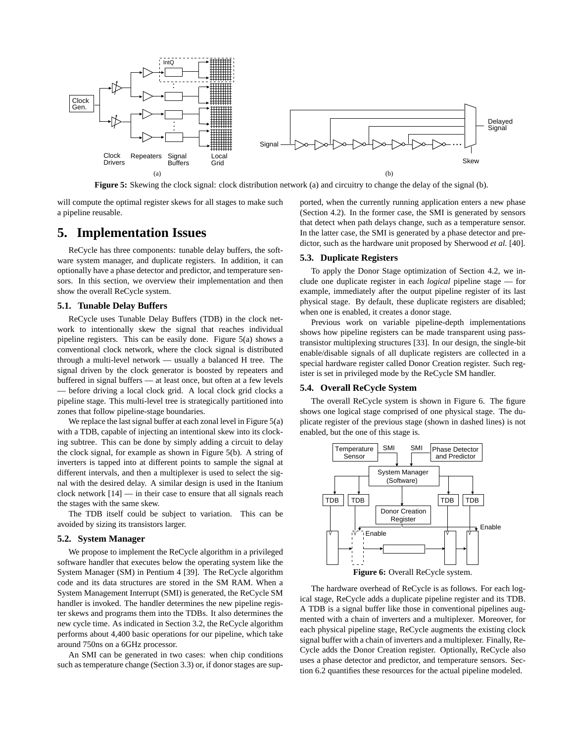**Figure 5:** Skewing the clock signal: clock distribution network (a) and circuitry to change the delay of the signal (b).

will compute the optimal register skews for all stages to make such a pipeline reusable.

# 5. Implementation Issues

ReCycle has three components: tunable delay buffers, the software system manager, and duplicate registers. In addition, it can optionally have a phase detector and predictor, and temperature sensors. In this section, we overview their implementation and then show the overall ReCycle system.

### 5.1. Tunable Delay Buffers

ReCycle uses Tunable Delay Buffers (TDB) in the clock network to intentionally skew the signal that reaches individual pipeline registers. This can be easily done. Figure 5(a) shows a conventional clock network, where the clock signal is distributed through a multi-level network — usually a balanced H tree. The signal driven by the clock generator is boosted by repeaters and buffered in signal buffers — at least once, but often at a few levels — before driving a local clock grid. A local clock grid clocks a pipeline stage. This multi-level tree is strategically partitioned into zones that follow pipeline-stage boundaries.

We replace the last signal buffer at each zonal level in Figure 5(a) with a TDB, capable of injecting an intentional skew into its clocking subtree. This can be done by simply adding a circuit to delay the clock signal, for example as shown in Figure 5(b). A string of inverters is tapped into at different points to sample the signal at different intervals, and then a multiplexer is used to select the signal with the desired delay. A similar design is used in the Itanium clock network [14] — in their case to ensure that all signals reach the stages with the same skew.

The TDB itself could be subject to variation. This can be avoided by sizing its transistors larger.

### 5.2. System Manager

We propose to implement the ReCycle algorithm in a privileged software handler that executes below the operating system like the System Manager (SM) in Pentium 4 [39]. The ReCycle algorithm code and its data structures are stored in the SM RAM. When a System Management Interrupt (SMI) is generated, the ReCycle SM handler is invoked. The handler determines the new pipeline register skews and programs them into the TDBs. It also determines the new cycle time. As indicated in Section 3.2, the ReCycle algorithm performs about 4,400 basic operations for our pipeline, which take around 750ns on a 6GHz processor.

An SMI can be generated in two cases: when chip conditions such as temperature change (Section 3.3) or, if donor stages are supported, when the currently running application enters a new phase (Section 4.2). In the former case, the SMI is generated by sensors that detect when path delays change, such as a temperature sensor. In the latter case, the SMI is generated by a phase detector and predictor, such as the hardware unit proposed by Sherwood *et al.* [40].

### 5.3. Duplicate Registers

To apply the Donor Stage optimization of Section 4.2, we include one duplicate register in each *logical* pipeline stage — for example, immediately after the output pipeline register of its last physical stage. By default, these duplicate registers are disabled; when one is enabled, it creates a donor stage.

Previous work on variable pipeline-depth implementations shows how pipeline registers can be made transparent using pass-transistor multiplexing structures [33]. In our design, the single-bit enable/disable signals of all duplicate registers are collected in a special hardware register called Donor Creation register. Such register is set in privileged mode by the ReCycle SM handler.

### 5.4. Overall ReCycle System

The overall ReCycle system is shown in Figure 6. The figure shows one logical stage comprised of one physical stage. The duplicate register of the previous stage (shown in dashed lines) is not enabled, but the one of this stage is.

**Figure 6:** Overall ReCycle system.

The hardware overhead of ReCycle is as follows. For each logical stage, ReCycle adds a duplicate pipeline register and its TDB. A TDB is a signal buffer like those in conventional pipelines augmented with a chain of inverters and a multiplexer. Moreover, for each physical pipeline stage, ReCycle augments the existing clock signal buffer with a chain of inverters and a multiplexer. Finally, ReCycle adds the Donor Creation register. Optionally, ReCycle also uses a phase detector and predictor, and temperature sensors. Section 6.2 quantifies these resources for the actual pipeline modeled.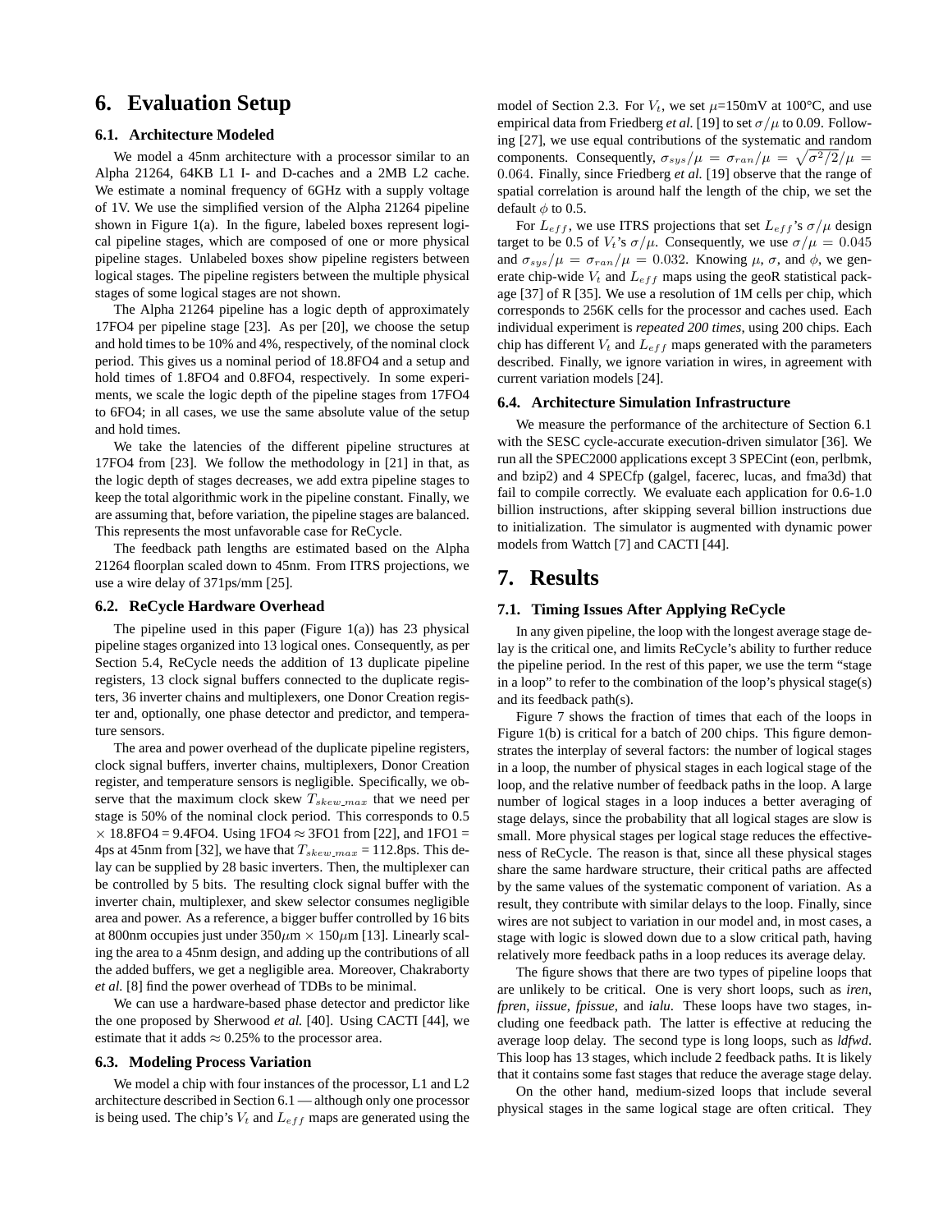# 6. Evaluation Setup

## 6.1. Architecture Modeled

We model a 45nm architecture with a processor similar to an Alpha 21264, 64KB L1 I- and D-caches and a 2MB L2 cache. We estimate a nominal frequency of 6GHz with a supply voltage of 1V. We use the simplified version of the Alpha 21264 pipeline shown in Figure 1(a). In the figure, labeled boxes represent logical pipeline stages, which are composed of one or more physical pipeline stages. Unlabeled boxes show pipeline registers between logical stages. The pipeline registers between the multiple physical stages of some logical stages are not shown.

The Alpha 21264 pipeline has a logic depth of approximately 17FO4 per pipeline stage [23]. As per [20], we choose the setup and hold times to be 10% and 4%, respectively, of the nominal clock period. This gives us a nominal period of 18.8FO4 and a setup and hold times of 1.8FO4 and 0.8FO4, respectively. In some experiments, we scale the logic depth of the pipeline stages from 17FO4 to 6FO4; in all cases, we use the same absolute value of the setup and hold times.

We take the latencies of the different pipeline structures at 17FO4 from [23]. We follow the methodology in [21] in that, as the logic depth of stages decreases, we add extra pipeline stages to keep the total algorithmic work in the pipeline constant. Finally, we are assuming that, before variation, the pipeline stages are balanced. This represents the most unfavorable case for ReCycle.

The feedback path lengths are estimated based on the Alpha 21264 floorplan scaled down to 45nm. From ITRS projections, we use a wire delay of 371ps/mm [25].

## 6.2. ReCycle Hardware Overhead

The pipeline used in this paper (Figure 1(a)) has 23 physical pipeline stages organized into 13 logical ones. Consequently, as per Section 5.4, ReCycle needs the addition of 13 duplicate pipeline registers, 13 clock signal buffers connected to the duplicate registers, 36 inverter chains and multiplexers, one Donor Creation register and, optionally, one phase detector and predictor, and temperature sensors.

The area and power overhead of the duplicate pipeline registers, clock signal buffers, inverter chains, multiplexers, Donor Creation register, and temperature sensors is negligible. Specifically, we observe that the maximum clock skew $T_{skew\_max}$ that we need per stage is 50% of the nominal clock period. This corresponds to 0.5 $\times$ 18.8FO4 = 9.4FO4. Using 1FO4 $\approx$ 3FO1 from [22], and 1FO1 = 4ps at 45nm from [32], we have that $T_{skew\_max}$ = 112.8ps. This delay can be supplied by 28 basic inverters. Then, the multiplexer can be controlled by 5 bits. The resulting clock signal buffer with the inverter chain, multiplexer, and skew selector consumes negligible area and power. As a reference, a bigger buffer controlled by 16 bits at 800nm occupies just under 350$\mu$m $\times$ 150$\mu$m [13]. Linearly scaling the area to a 45nm design, and adding up the contributions of all the added buffers, we get a negligible area. Moreover, Chakraborty *et al.* [8] find the power overhead of TDBs to be minimal.

We can use a hardware-based phase detector and predictor like the one proposed by Sherwood *et al.* [40]. Using CACTI [44], we estimate that it adds $\approx$ 0.25% to the processor area.

## 6.3. Modeling Process Variation

We model a chip with four instances of the processor, L1 and L2 architecture described in Section 6.1 — although only one processor is being used. The chip's $V_t$ and $L_{eff}$ maps are generated using the model of Section 2.3. For $V_t$, we set $\mu$=150mV at 100°C, and use empirical data from Friedberg *et al.* [19] to set $\sigma/\mu$ to 0.09. Following [27], we use equal contributions of the systematic and random components. Consequently, $\sigma_{sys}/\mu = \sigma_{ran}/\mu = \sqrt{\sigma^2/2}/\mu = 0.064$. Finally, since Friedberg *et al.* [19] observe that the range of spatial correlation is around half the length of the chip, we set the default $\phi$ to 0.5.

For $L_{eff}$, we use ITRS projections that set $L_{eff}$'s $\sigma/\mu$ design target to be 0.5 of $V_t$'s $\sigma/\mu$. Consequently, we use $\sigma/\mu = 0.045$ and $\sigma_{sys}/\mu = \sigma_{ran}/\mu = 0.032$. Knowing $\mu$, $\sigma$, and $\phi$, we generate chip-wide $V_t$ and $L_{eff}$ maps using the geoR statistical package [37] of R [35]. We use a resolution of 1M cells per chip, which corresponds to 256K cells for the processor and caches used. Each individual experiment is ***repeated 200 times***, using 200 chips. Each chip has different $V_t$ and $L_{eff}$ maps generated with the parameters described. Finally, we ignore variation in wires, in agreement with current variation models [24].

## 6.4. Architecture Simulation Infrastructure

We measure the performance of the architecture of Section 6.1 with the SESC cycle-accurate execution-driven simulator [36]. We run all the SPEC2000 applications except 3 SPECint (eon, perlbmk, and bzip2) and 4 SPECfp (galgel, facerec, lucas, and fma3d) that fail to compile correctly. We evaluate each application for 0.6-1.0 billion instructions, after skipping several billion instructions due to initialization. The simulator is augmented with dynamic power models from Wattch [7] and CACTI [44].

# 7. Results

## 7.1. Timing Issues After Applying ReCycle

In any given pipeline, the loop with the longest average stage delay is the critical one, and limits ReCycle's ability to further reduce the pipeline period. In the rest of this paper, we use the term "stage in a loop" to refer to the combination of the loop's physical stage(s) and its feedback path(s).

Figure 7 shows the fraction of times that each of the loops in Figure 1(b) is critical for a batch of 200 chips. This figure demonstrates the interplay of several factors: the number of logical stages in a loop, the number of physical stages in each logical stage of the loop, and the relative number of feedback paths in the loop. A large number of logical stages in a loop induces a better averaging of stage delays, since the probability that all logical stages are slow is small. More physical stages per logical stage reduces the effectiveness of ReCycle. The reason is that, since all these physical stages share the same hardware structure, their critical paths are affected by the same values of the systematic component of variation. As a result, they contribute with similar delays to the loop. Finally, since wires are not subject to variation in our model and, in most cases, a stage with logic is slowed down due to a slow critical path, having relatively more feedback paths in a loop reduces its average delay.

The figure shows that there are two types of pipeline loops that are unlikely to be critical. One is very short loops, such as *iren*, *fpren*, *iissue*, *fpissue*, and *ialu*. These loops have two stages, including one feedback path. The latter is effective at reducing the average loop delay. The second type is long loops, such as *ldfwd*. This loop has 13 stages, which include 2 feedback paths. It is likely that it contains some fast stages that reduce the average stage delay.

On the other hand, medium-sized loops that include several physical stages in the same logical stage are often critical. They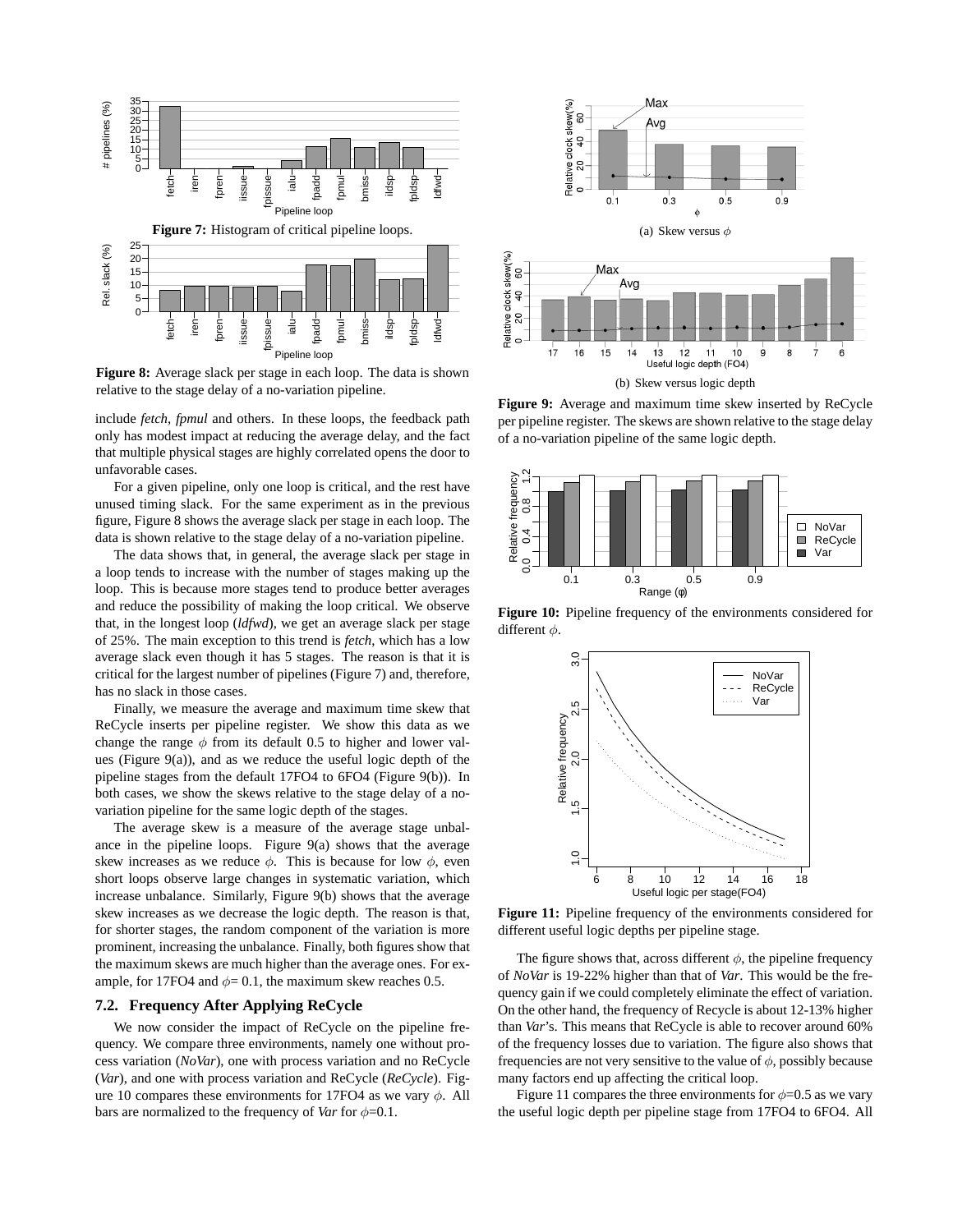**Figure 7:** Histogram of critical pipeline loops.

**Figure 8:** Average slack per stage in each loop. The data is shown relative to the stage delay of a no-variation pipeline.

include *fetch*, *fpmul* and others. In these loops, the feedback path only has modest impact at reducing the average delay, and the fact that multiple physical stages are highly correlated opens the door to unfavorable cases.

For a given pipeline, only one loop is critical, and the rest have unused timing slack. For the same experiment as in the previous figure, Figure 8 shows the average slack per stage in each loop. The data is shown relative to the stage delay of a no-variation pipeline.

The data shows that, in general, the average slack per stage in a loop tends to increase with the number of stages making up the loop. This is because more stages tend to produce better averages and reduce the possibility of making the loop critical. We observe that, in the longest loop (*ldfwd*), we get an average slack per stage of 25%. The main exception to this trend is *fetch*, which has a low average slack even though it has 5 stages. The reason is that it is critical for the largest number of pipelines (Figure 7) and, therefore, has no slack in those cases.

Finally, we measure the average and maximum time skew that ReCycle inserts per pipeline register. We show this data as we change the range $\phi$ from its default 0.5 to higher and lower values (Figure 9(a)), and as we reduce the useful logic depth of the pipeline stages from the default 17FO4 to 6FO4 (Figure 9(b)). In both cases, we show the skews relative to the stage delay of a no-variation pipeline for the same logic depth of the stages.

The average skew is a measure of the average stage unbalance in the pipeline loops. Figure 9(a) shows that the average skew increases as we reduce $\phi$. This is because for low $\phi$, even short loops observe large changes in systematic variation, which increase unbalance. Similarly, Figure 9(b) shows that the average skew increases as we decrease the logic depth. The reason is that, for shorter stages, the random component of the variation is more prominent, increasing the unbalance. Finally, both figures show that the maximum skews are much higher than the average ones. For example, for 17FO4 and $\phi$= 0.1, the maximum skew reaches 0.5.

### 7.2. Frequency After Applying ReCycle

We now consider the impact of ReCycle on the pipeline frequency. We compare three environments, namely one without process variation (*NoVar*), one with process variation and no ReCycle (*Var*), and one with process variation and ReCycle (*ReCycle*). Figure 10 compares these environments for 17FO4 as we vary $\phi$. All bars are normalized to the frequency of *Var* for $\phi$=0.1.

(a) Skew versus $\phi$

(b) Skew versus logic depth

**Figure 9:** Average and maximum time skew inserted by ReCycle per pipeline register. The skews are shown relative to the stage delay of a no-variation pipeline of the same logic depth.

**Figure 10:** Pipeline frequency of the environments considered for different $\phi$.

**Figure 11:** Pipeline frequency of the environments considered for different useful logic depths per pipeline stage.

The figure shows that, across different $\phi$, the pipeline frequency of *NoVar* is 19-22% higher than that of *Var*. This would be the frequency gain if we could completely eliminate the effect of variation. On the other hand, the frequency of Recycle is about 12-13% higher than *Var*'s. This means that ReCycle is able to recover around 60% of the frequency losses due to variation. The figure also shows that frequencies are not very sensitive to the value of $\phi$, possibly because many factors end up affecting the critical loop.

Figure 11 compares the three environments for $\phi$=0.5 as we vary the useful logic depth per pipeline stage from 17FO4 to 6FO4. All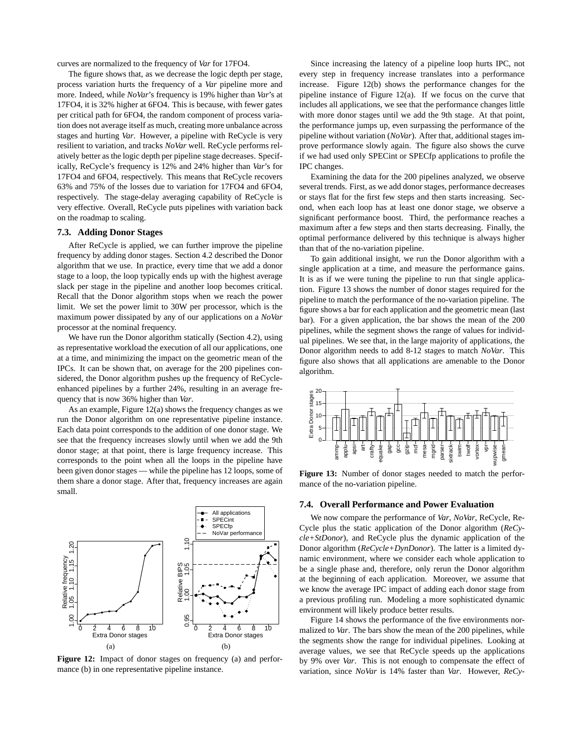curves are normalized to the frequency of *Var* for 17FO4.

The figure shows that, as we decrease the logic depth per stage, process variation hurts the frequency of a *Var* pipeline more and more. Indeed, while *NoVar*'s frequency is 19% higher than *Var*'s at 17FO4, it is 32% higher at 6FO4. This is because, with fewer gates per critical path for 6FO4, the random component of process variation does not average itself as much, creating more unbalance across stages and hurting *Var*. However, a pipeline with ReCycle is very resilient to variation, and tracks *NoVar* well. ReCycle performs relatively better as the logic depth per pipeline stage decreases. Specifically, ReCycle's frequency is 12% and 24% higher than *Var*'s for 17FO4 and 6FO4, respectively. This means that ReCycle recovers 63% and 75% of the losses due to variation for 17FO4 and 6FO4, respectively. The stage-delay averaging capability of ReCycle is very effective. Overall, ReCycle puts pipelines with variation back on the roadmap to scaling.

### 7.3. Adding Donor Stages

After ReCycle is applied, we can further improve the pipeline frequency by adding donor stages. Section 4.2 described the Donor algorithm that we use. In practice, every time that we add a donor stage to a loop, the loop typically ends up with the highest average slack per stage in the pipeline and another loop becomes critical. Recall that the Donor algorithm stops when we reach the power limit. We set the power limit to 30W per processor, which is the maximum power dissipated by any of our applications on a *NoVar* processor at the nominal frequency.

We have run the Donor algorithm statically (Section 4.2), using as representative workload the execution of all our applications, one at a time, and minimizing the impact on the geometric mean of the IPCs. It can be shown that, on average for the 200 pipelines considered, the Donor algorithm pushes up the frequency of ReCycle-enhanced pipelines by a further 24%, resulting in an average frequency that is now 36% higher than *Var*.

As an example, Figure 12(a) shows the frequency changes as we run the Donor algorithm on one representative pipeline instance. Each data point corresponds to the addition of one donor stage. We see that the frequency increases slowly until when we add the 9th donor stage; at that point, there is large frequency increase. This corresponds to the point when all the loops in the pipeline have been given donor stages — while the pipeline has 12 loops, some of them share a donor stage. After that, frequency increases are again small.

**Figure 12:** Impact of donor stages on frequency (a) and performance (b) in one representative pipeline instance.

Since increasing the latency of a pipeline loop hurts IPC, not every step in frequency increase translates into a performance increase. Figure 12(b) shows the performance changes for the pipeline instance of Figure 12(a). If we focus on the curve that includes all applications, we see that the performance changes little with more donor stages until we add the 9th stage. At that point, the performance jumps up, even surpassing the performance of the pipeline without variation (*NoVar*). After that, additional stages improve performance slowly again. The figure also shows the curve if we had used only SPECint or SPECfp applications to profile the IPC changes.

Examining the data for the 200 pipelines analyzed, we observe several trends. First, as we add donor stages, performance decreases or stays flat for the first few steps and then starts increasing. Second, when each loop has at least one donor stage, we observe a significant performance boost. Third, the performance reaches a maximum after a few steps and then starts decreasing. Finally, the optimal performance delivered by this technique is always higher than that of the no-variation pipeline.

To gain additional insight, we run the Donor algorithm with a single application at a time, and measure the performance gains. It is as if we were tuning the pipeline to run that single application. Figure 13 shows the number of donor stages required for the pipeline to match the performance of the no-variation pipeline. The figure shows a bar for each application and the geometric mean (last bar). For a given application, the bar shows the mean of the 200 pipelines, while the segment shows the range of values for individual pipelines. We see that, in the large majority of applications, the Donor algorithm needs to add 8-12 stages to match *NoVar*. This figure also shows that all applications are amenable to the Donor algorithm.

**Figure 13:** Number of donor stages needed to match the performance of the no-variation pipeline.

### 7.4. Overall Performance and Power Evaluation

We now compare the performance of *Var*, *NoVar*, ReCycle, ReCycle plus the static application of the Donor algorithm (*ReCycle+StDonor*), and ReCycle plus the dynamic application of the Donor algorithm (*ReCycle+DynDonor*). The latter is a limited dynamic environment, where we consider each whole application to be a single phase and, therefore, only rerun the Donor algorithm at the beginning of each application. Moreover, we assume that we know the average IPC impact of adding each donor stage from a previous profiling run. Modeling a more sophisticated dynamic environment will likely produce better results.

Figure 14 shows the performance of the five environments normalized to *Var*. The bars show the mean of the 200 pipelines, while the segments show the range for individual pipelines. Looking at average values, we see that ReCycle speeds up the applications by 9% over *Var*. This is not enough to compensate the effect of variation, since *NoVar* is 14% faster than *Var*. However, *ReCy-*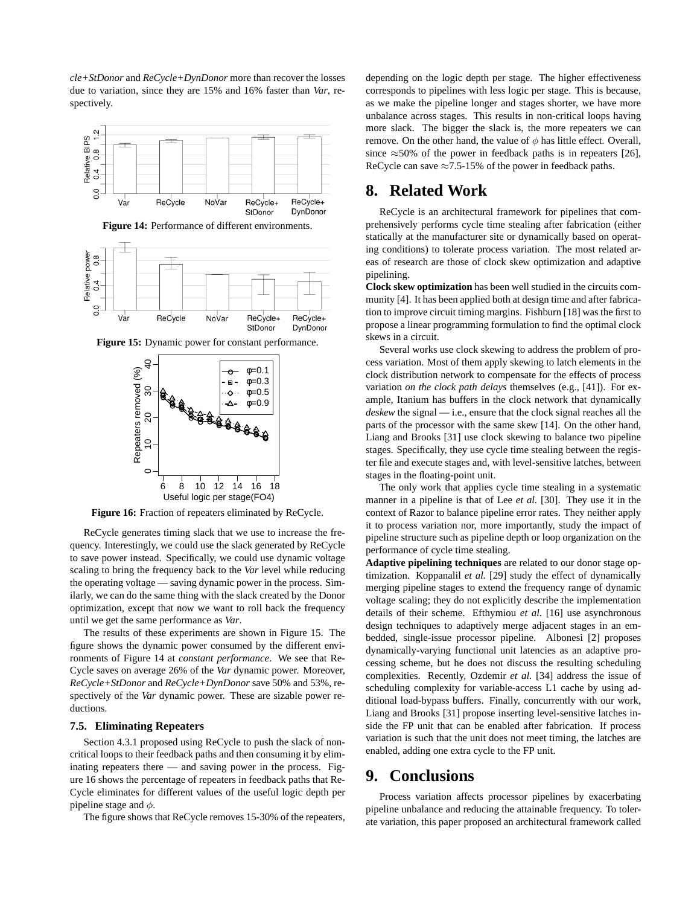*cle+StDonor* and *ReCycle+DynDonor* more than recover the losses due to variation, since they are 15% and 16% faster than *Var*, respectively.

**Figure 14:** Performance of different environments.

**Figure 15:** Dynamic power for constant performance.

**Figure 16:** Fraction of repeaters eliminated by ReCycle.

ReCycle generates timing slack that we use to increase the frequency. Interestingly, we could use the slack generated by ReCycle to save power instead. Specifically, we could use dynamic voltage scaling to bring the frequency back to the *Var* level while reducing the operating voltage — saving dynamic power in the process. Similarly, we can do the same thing with the slack created by the Donor optimization, except that now we want to roll back the frequency until we get the same performance as *Var*.

The results of these experiments are shown in Figure 15. The figure shows the dynamic power consumed by the different environments of Figure 14 at *constant performance*. We see that ReCycle saves on average 26% of the *Var* dynamic power. Moreover, *ReCycle+StDonor* and *ReCycle+DynDonor* save 50% and 53%, respectively of the *Var* dynamic power. These are sizable power reductions.

### 7.5. Eliminating Repeaters

Section 4.3.1 proposed using ReCycle to push the slack of non-critical loops to their feedback paths and then consuming it by eliminating repeaters there — and saving power in the process. Figure 16 shows the percentage of repeaters in feedback paths that ReCycle eliminates for different values of the useful logic depth per pipeline stage and $\phi$.

The figure shows that ReCycle removes 15-30% of the repeaters, depending on the logic depth per stage. The higher effectiveness corresponds to pipelines with less logic per stage. This is because, as we make the pipeline longer and stages shorter, we have more unbalance across stages. This results in non-critical loops having more slack. The bigger the slack is, the more repeaters we can remove. On the other hand, the value of $\phi$ has little effect. Overall, since $\approx$50% of the power in feedback paths is in repeaters [26], ReCycle can save $\approx$7.5-15% of the power in feedback paths.

## 8. Related Work

ReCycle is an architectural framework for pipelines that comprehensively performs cycle time stealing after fabrication (either statically at the manufacturer site or dynamically based on operating conditions) to tolerate process variation. The most related areas of research are those of clock skew optimization and adaptive pipelining.

**Clock skew optimization** has been well studied in the circuits community [4]. It has been applied both at design time and after fabrication to improve circuit timing margins. Fishburn [18] was the first to propose a linear programming formulation to find the optimal clock skews in a circuit.

Several works use clock skewing to address the problem of process variation. Most of them apply skewing to latch elements in the clock distribution network to compensate for the effects of process variation *on the clock path delays* themselves (e.g., [41]). For example, Itanium has buffers in the clock network that dynamically *deskew* the signal — i.e., ensure that the clock signal reaches all the parts of the processor with the same skew [14]. On the other hand, Liang and Brooks [31] use clock skewing to balance two pipeline stages. Specifically, they use cycle time stealing between the register file and execute stages and, with level-sensitive latches, between stages in the floating-point unit.

The only work that applies cycle time stealing in a systematic manner in a pipeline is that of Lee *et al.* [30]. They use it in the context of Razor to balance pipeline error rates. They neither apply it to process variation nor, more importantly, study the impact of pipeline structure such as pipeline depth or loop organization on the performance of cycle time stealing.

**Adaptive pipelining techniques** are related to our donor stage optimization. Koppanalil *et al.* [29] study the effect of dynamically merging pipeline stages to extend the frequency range of dynamic voltage scaling; they do not explicitly describe the implementation details of their scheme. Efthymiou *et al.* [16] use asynchronous design techniques to adaptively merge adjacent stages in an embedded, single-issue processor pipeline. Albonesi [2] proposes dynamically-varying functional unit latencies as an adaptive processing scheme, but he does not discuss the resulting scheduling complexities. Recently, Ozdemir *et al.* [34] address the issue of scheduling complexity for variable-access L1 cache by using additional load-bypass buffers. Finally, concurrently with our work, Liang and Brooks [31] propose inserting level-sensitive latches inside the FP unit that can be enabled after fabrication. If process variation is such that the unit does not meet timing, the latches are enabled, adding one extra cycle to the FP unit.

## 9. Conclusions

Process variation affects processor pipelines by exacerbating pipeline unbalance and reducing the attainable frequency. To tolerate variation, this paper proposed an architectural framework called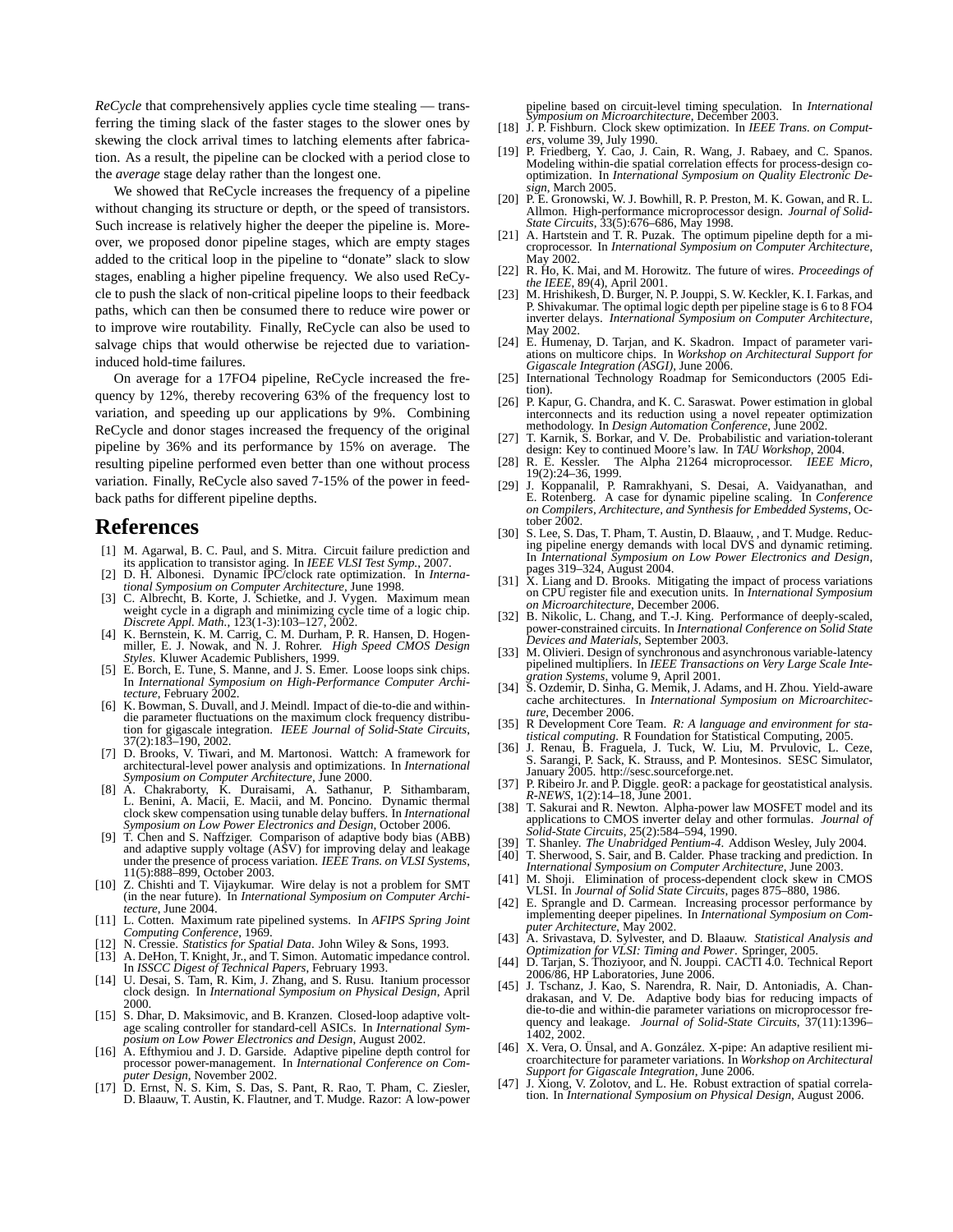*ReCycle* that comprehensively applies cycle time stealing — transferring the timing slack of the faster stages to the slower ones by skewing the clock arrival times to latching elements after fabrication. As a result, the pipeline can be clocked with a period close to the *average* stage delay rather than the longest one.

We showed that ReCycle increases the frequency of a pipeline without changing its structure or depth, or the speed of transistors. Such increase is relatively higher the deeper the pipeline is. Moreover, we proposed donor pipeline stages, which are empty stages added to the critical loop in the pipeline to "donate" slack to slow stages, enabling a higher pipeline frequency. We also used ReCycle to push the slack of non-critical pipeline loops to their feedback paths, which can then be consumed there to reduce wire power or to improve wire routability. Finally, ReCycle can also be used to salvage chips that would otherwise be rejected due to variation-induced hold-time failures.

On average for a 17FO4 pipeline, ReCycle increased the frequency by 12%, thereby recovering 63% of the frequency lost to variation, and speeding up our applications by 9%. Combining ReCycle and donor stages increased the frequency of the original pipeline by 36% and its performance by 15% on average. The resulting pipeline performed even better than one without process variation. Finally, ReCycle also saved 7-15% of the power in feedback paths for different pipeline depths.

# References

[1] M. Agarwal, B. C. Paul, and S. Mitra. Circuit failure prediction and its application to transistor aging. In *IEEE VLSI Test Symp.*, 2007.

[2] D. H. Albonesi. Dynamic IPC/clock rate optimization. In *International Symposium on Computer Architecture*, June 1998.

[3] C. Albrecht, B. Korte, J. Schietke, and J. Vygen. Maximum mean weight cycle in a digraph and minimizing cycle time of a logic chip. *Discrete Appl. Math.*, 123(1-3):103–127, 2002.

[4] K. Bernstein, K. M. Carrig, C. M. Durham, P. R. Hansen, D. Hogenmiller, E. J. Nowak, and N. J. Rohrer. *High Speed CMOS Design Styles*. Kluwer Academic Publishers, 1999.

[5] E. Borch, E. Tune, S. Manne, and J. S. Emer. Loose loops sink chips. In *International Symposium on High-Performance Computer Architecture*, February 2002.

[6] K. Bowman, S. Duvall, and J. Meindl. Impact of die-to-die and within-die parameter fluctuations on the maximum clock frequency distribution for gigascale integration. *IEEE Journal of Solid-State Circuits*, 37(2):183–190, 2002.

[7] D. Brooks, V. Tiwari, and M. Martonosi. Wattch: A framework for architectural-level power analysis and optimizations. In *International Symposium on Computer Architecture*, June 2000.

[8] A. Chakraborty, K. Duraisami, A. Sathanur, P. Sithambaram, L. Benini, A. Macii, E. Macii, and M. Poncino. Dynamic thermal clock skew compensation using tunable delay buffers. In *International Symposium on Low Power Electronics and Design*, October 2006.

[9] T. Chen and S. Naffziger. Comparison of adaptive body bias (ABB) and adaptive supply voltage (ASV) for improving delay and leakage under the presence of process variation. *IEEE Trans. on VLSI Systems*, 11(5):888–899, October 2003.

[10] Z. Chishti and T. Vijaykumar. Wire delay is not a problem for SMT (in the near future). In *International Symposium on Computer Architecture*, June 2004.

[11] L. Cotten. Maximum rate pipelined systems. In *AFIPS Spring Joint Computing Conference*, 1969.

[12] N. Cressie. *Statistics for Spatial Data*. John Wiley & Sons, 1993.

[13] A. DeHon, T. Knight, Jr., and T. Simon. Automatic impedance control. In *ISSCC Digest of Technical Papers*, February 1993.

[14] U. Desai, S. Tam, R. Kim, J. Zhang, and S. Rusu. Itanium processor clock design. In *International Symposium on Physical Design*, April 2000.

[15] S. Dhar, D. Maksimovic, and B. Kranzen. Closed-loop adaptive voltage scaling controller for standard-cell ASICs. In *International Symposium on Low Power Electronics and Design*, August 2002.

[16] A. Efthymiou and J. D. Garside. Adaptive pipeline depth control for processor power-management. In *International Conference on Computer Design*, November 2002.

[17] D. Ernst, N. S. Kim, S. Das, S. Pant, R. Rao, T. Pham, C. Ziesler, D. Blaauw, T. Austin, K. Flautner, and T. Mudge. Razor: A low-power pipeline based on circuit-level timing speculation. In *International Symposium on Microarchitecture*, December 2003.

[18] J. P. Fishburn. Clock skew optimization. In *IEEE Trans. on Computers*, volume 39, July 1990.

[19] P. Friedberg, Y. Cao, J. Cain, R. Wang, J. Rabaey, and C. Spanos. Modeling within-die spatial correlation effects for process-design co-optimization. In *International Symposium on Quality Electronic Design*, March 2005.

[20] P. E. Gronowski, W. J. Bowhill, R. P. Preston, M. K. Gowan, and R. L. Allmon. High-performance microprocessor design. *Journal of Solid-State Circuits*, 33(5):676–686, May 1998.

[21] A. Hartstein and T. R. Puzak. The optimum pipeline depth for a microprocessor. In *International Symposium on Computer Architecture*, May 2002.

[22] R. Ho, K. Mai, and M. Horowitz. The future of wires. *Proceedings of the IEEE*, 89(4), April 2001.

[23] M. Hrishikesh, D. Burger, N. P. Jouppi, S. W. Keckler, K. I. Farkas, and P. Shivakumar. The optimal logic depth per pipeline stage is 6 to 8 FO4 inverter delays. *International Symposium on Computer Architecture*, May 2002.

[24] E. Humenay, D. Tarjan, and K. Skadron. Impact of parameter variations on multicore chips. In *Workshop on Architectural Support for Gigascale Integration (ASGI)*, June 2006.

[25] International Technology Roadmap for Semiconductors (2005 Edition).

[26] P. Kapur, G. Chandra, and K. C. Saraswat. Power estimation in global interconnects and its reduction using a novel repeater optimization methodology. In *Design Automation Conference*, June 2002.

[27] T. Karnik, S. Borkar, and V. De. Probabilistic and variation-tolerant design: Key to continued Moore's law. In *TAU Workshop*, 2004.

[28] R. E. Kessler. The Alpha 21264 microprocessor. *IEEE Micro*, 19(2):24–36, 1999.

[29] J. Koppanalil, P. Ramrakhyani, S. Desai, A. Vaidyanathan, and E. Rotenberg. A case for dynamic pipeline scaling. In *Conference on Compilers, Architecture, and Synthesis for Embedded Systems*, October 2002.

[30] S. Lee, S. Das, T. Pham, T. Austin, D. Blaauw, , and T. Mudge. Reducing pipeline energy demands with local DVS and dynamic retiming. In *International Symposium on Low Power Electronics and Design*, pages 319–324, August 2004.

[31] X. Liang and D. Brooks. Mitigating the impact of process variations on CPU register file and execution units. In *International Symposium on Microarchitecture*, December 2006.

[32] B. Nikolic, L. Chang, and T.-J. King. Performance of deeply-scaled, power-constrained circuits. In *International Conference on Solid State Devices and Materials*, September 2003.

[33] M. Olivieri. Design of synchronous and asynchronous variable-latency pipelined multipliers. In *IEEE Transactions on Very Large Scale Integration Systems*, volume 9, April 2001.

[34] S. Ozdemir, D. Sinha, G. Memik, J. Adams, and H. Zhou. Yield-aware cache architectures. In *International Symposium on Microarchitecture*, December 2006.

[35] R Development Core Team. *R: A language and environment for statistical computing*. R Foundation for Statistical Computing, 2005.

[36] J. Renau, B. Fraguela, J. Tuck, W. Liu, M. Prvulovic, L. Ceze, S. Sarangi, P. Sack, K. Strauss, and P. Montesinos. SESC Simulator, January 2005. http://sesc.sourceforge.net.

[37] P. Ribeiro Jr. and P. Diggle. geoR: a package for geostatistical analysis. *R-NEWS*, 1(2):14–18, June 2001.

[38] T. Sakurai and R. Newton. Alpha-power law MOSFET model and its applications to CMOS inverter delay and other formulas. *Journal of Solid-State Circuits*, 25(2):584–594, 1990.

[39] T. Shanley. *The Unabridged Pentium-4*. Addison Wesley, July 2004.

[40] T. Sherwood, S. Sair, and B. Calder. Phase tracking and prediction. In *International Symposium on Computer Architecture*, June 2003.

[41] M. Shoji. Elimination of process-dependent clock skew in CMOS VLSI. In *Journal of Solid State Circuits*, pages 875–880, 1986.

[42] E. Sprangle and D. Carmean. Increasing processor performance by implementing deeper pipelines. In *International Symposium on Computer Architecture*, May 2002.

[43] A. Srivastava, D. Sylvester, and D. Blaauw. *Statistical Analysis and Optimization for VLSI: Timing and Power*. Springer, 2005.

[44] D. Tarjan, S. Thoziyoor, and N. Jouppi. CACTI 4.0. Technical Report 2006/86, HP Laboratories, June 2006.

[45] J. Tschanz, J. Kao, S. Narendra, R. Nair, D. Antoniadis, A. Chandrakasan, and V. De. Adaptive body bias for reducing impacts of die-to-die and within-die parameter variations on microprocessor frequency and leakage. *Journal of Solid-State Circuits*, 37(11):1396–1402, 2002.

[46] X. Vera, O. Ünsal, and A. González. X-pipe: An adaptive resilient microarchitecture for parameter variations. In *Workshop on Architectural Support for Gigascale Integration*, June 2006.

[47] J. Xiong, V. Zolotov, and L. He. Robust extraction of spatial correlation. In *International Symposium on Physical Design*, August 2006.